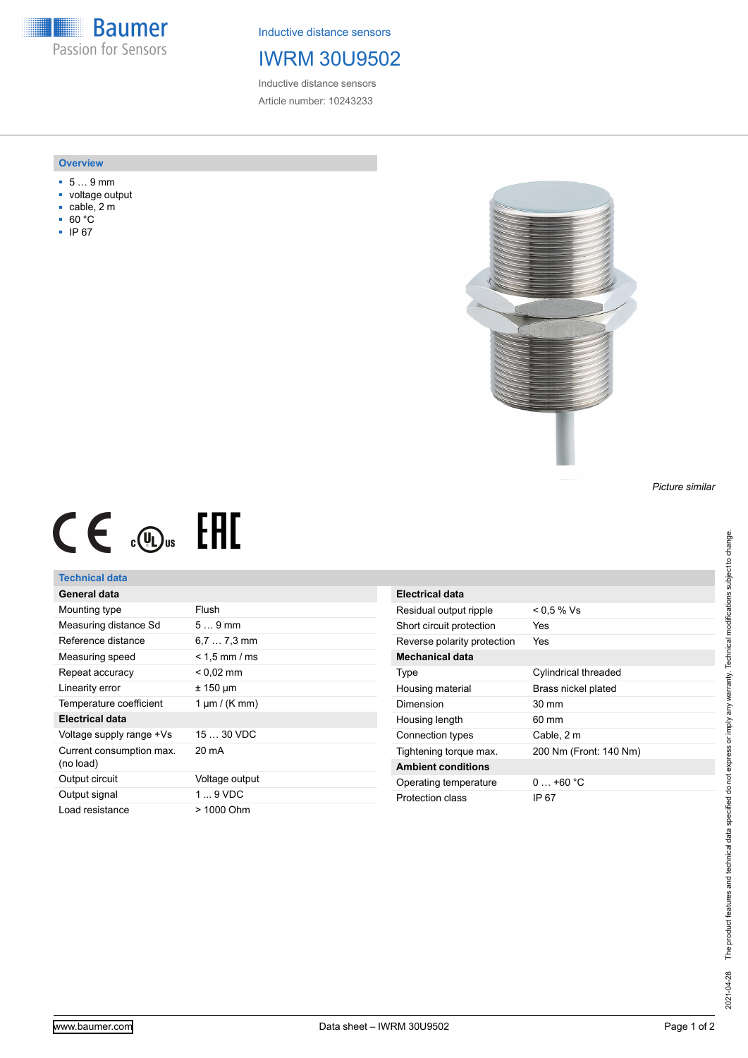Baumer
Passion for Sensors

Inductive distance sensors

# IWRM 30U9502

Inductive distance sensors

Article number: 10243233

## Overview

- 5 … 9 mm
- voltage output
- cable, 2 m
- 60 °C
- IP 67

*Picture similar*

## Technical data

| General data | |
|---|---|
| Mounting type | Flush |
| Measuring distance Sd | 5 … 9 mm |
| Reference distance | 6,7 … 7,3 mm |
| Measuring speed | < 1,5 mm / ms |
| Repeat accuracy | < 0,02 mm |
| Linearity error | ± 150 µm |
| Temperature coefficient | 1 µm / (K mm) |
| **Electrical data** | |
| Voltage supply range +Vs | 15 … 30 VDC |
| Current consumption max. (no load) | 20 mA |
| Output circuit | Voltage output |
| Output signal | 1 ... 9 VDC |
| Load resistance | > 1000 Ohm |

| Electrical data | |
|---|---|
| Residual output ripple | < 0,5 % Vs |
| Short circuit protection | Yes |
| Reverse polarity protection | Yes |
| **Mechanical data** | |
| Type | Cylindrical threaded |
| Housing material | Brass nickel plated |
| Dimension | 30 mm |
| Housing length | 60 mm |
| Connection types | Cable, 2 m |
| Tightening torque max. | 200 Nm (Front: 140 Nm) |
| **Ambient conditions** | |
| Operating temperature | 0 … +60 °C |
| Protection class | IP 67 |

2021-04-28 The product features and technical data specified do not express or imply any warranty. Technical modifications subject to change.

www.baumer.com

Data sheet – IWRM 30U9502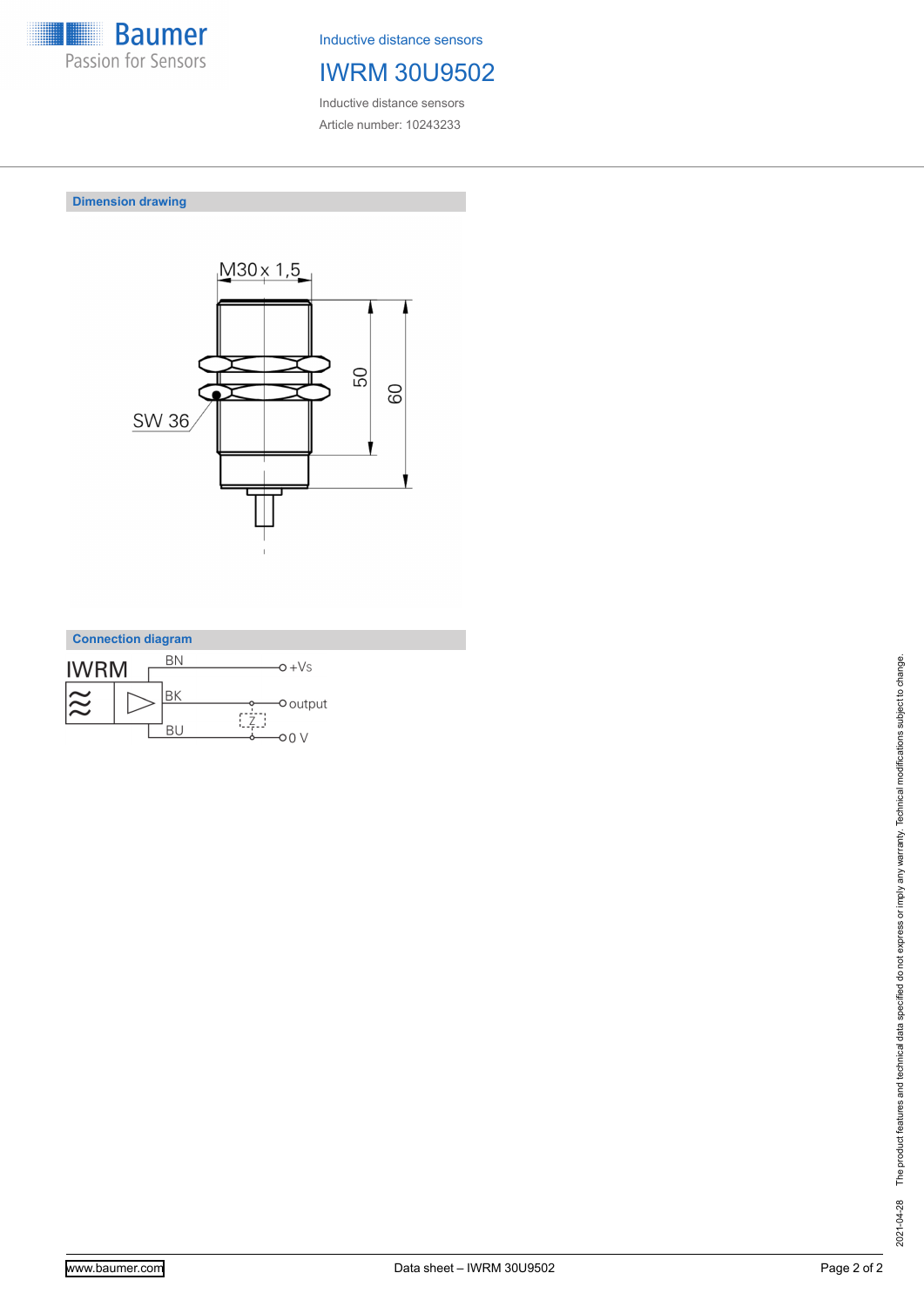Inductive distance sensors

# IWRM 30U9502

Inductive distance sensors

Article number: 10243233

## Dimension drawing

M30 x 1,5

SW 36

50

60

## Connection diagram

IWRM

BN

+Vs

BK

output

Z

BU

0 V

2021-04-28 The product features and technical data specified do not express or imply any warranty. Technical modifications subject to change.

www.baumer.com

Data sheet – IWRM 30U9502